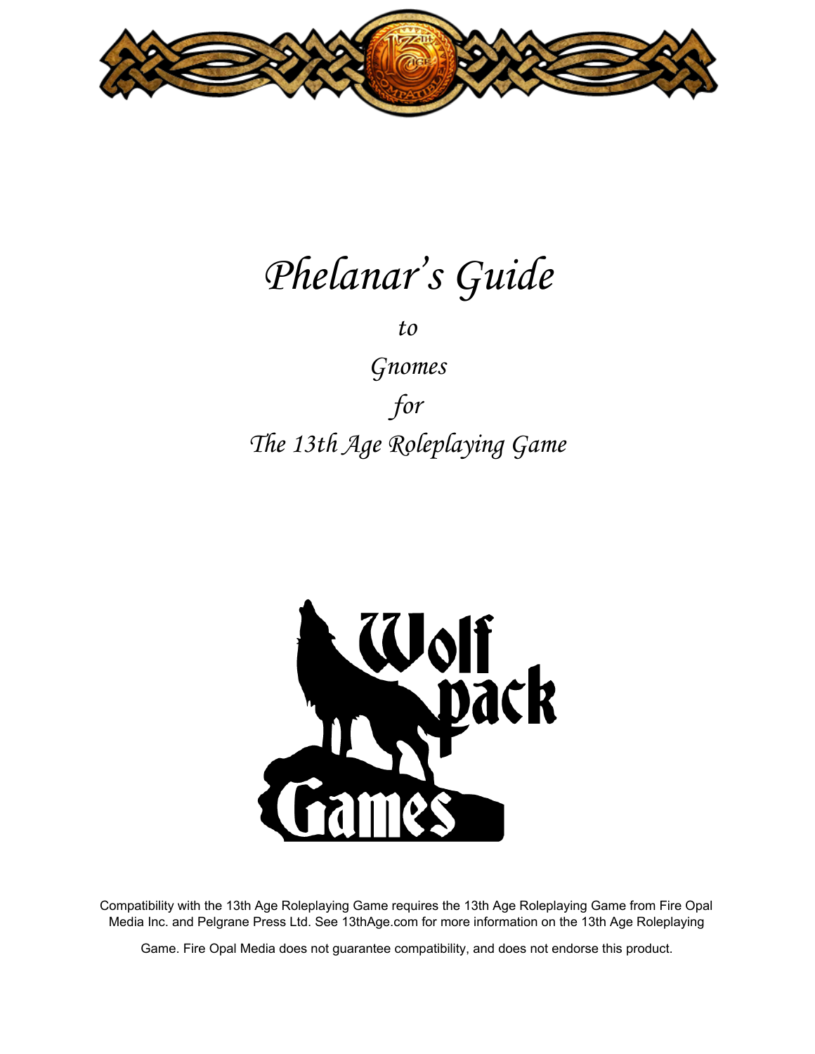# *Phelanar's Guide*

*to*

*Gnomes*

*for*

*The 13th Age Roleplaying Game*

Wolf pack Games

Compatibility with the 13th Age Roleplaying Game requires the 13th Age Roleplaying Game from Fire Opal Media Inc. and Pelgrane Press Ltd. See 13thAge.com for more information on the 13th Age Roleplaying Game. Fire Opal Media does not guarantee compatibility, and does not endorse this product.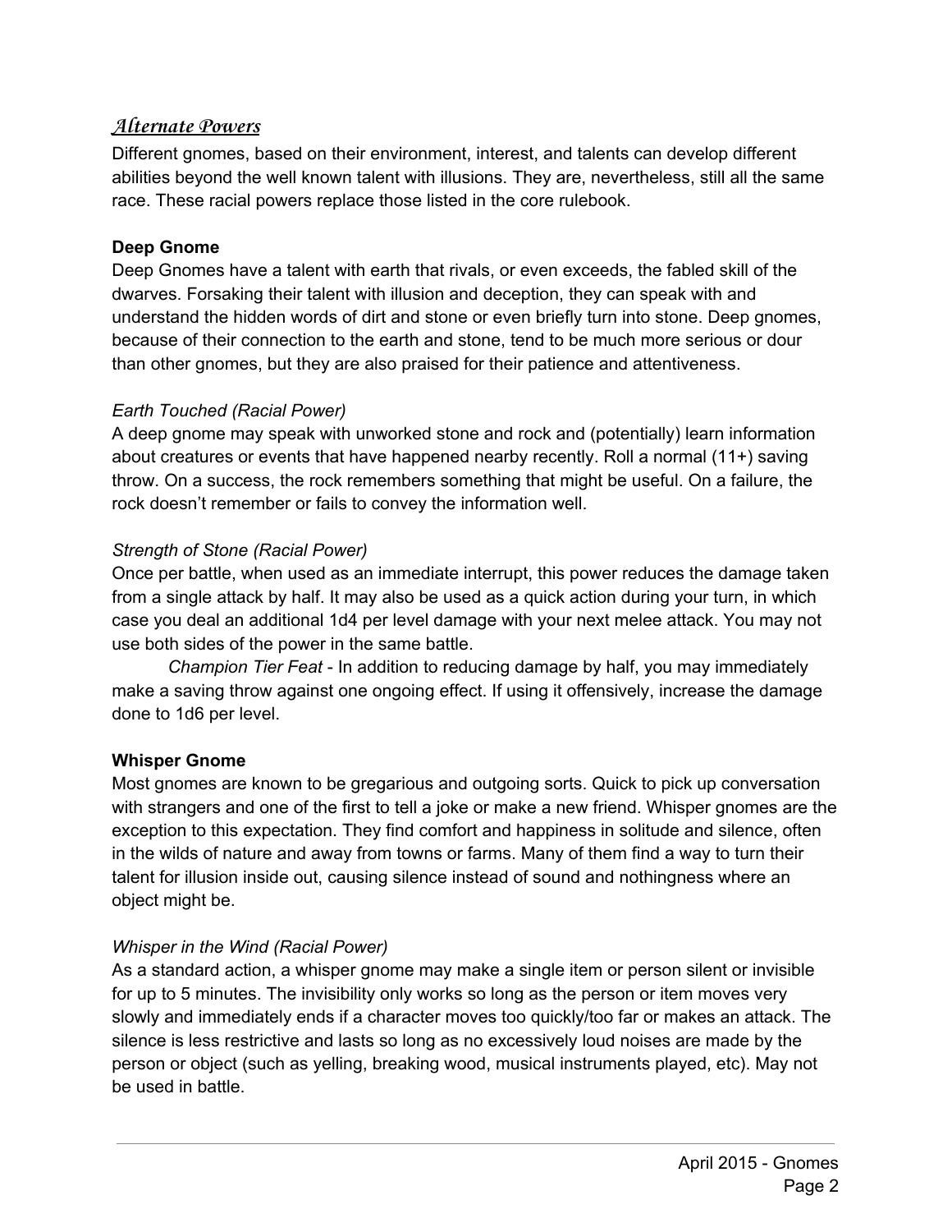## *Alternate Powers*

Different gnomes, based on their environment, interest, and talents can develop different abilities beyond the well known talent with illusions. They are, nevertheless, still all the same race. These racial powers replace those listed in the core rulebook.

### Deep Gnome

Deep Gnomes have a talent with earth that rivals, or even exceeds, the fabled skill of the dwarves. Forsaking their talent with illusion and deception, they can speak with and understand the hidden words of dirt and stone or even briefly turn into stone. Deep gnomes, because of their connection to the earth and stone, tend to be much more serious or dour than other gnomes, but they are also praised for their patience and attentiveness.

*Earth Touched (Racial Power)*

A deep gnome may speak with unworked stone and rock and (potentially) learn information about creatures or events that have happened nearby recently. Roll a normal (11+) saving throw. On a success, the rock remembers something that might be useful. On a failure, the rock doesn't remember or fails to convey the information well.

*Strength of Stone (Racial Power)*

Once per battle, when used as an immediate interrupt, this power reduces the damage taken from a single attack by half. It may also be used as a quick action during your turn, in which case you deal an additional 1d4 per level damage with your next melee attack. You may not use both sides of the power in the same battle.

*Champion Tier Feat* - In addition to reducing damage by half, you may immediately make a saving throw against one ongoing effect. If using it offensively, increase the damage done to 1d6 per level.

### Whisper Gnome

Most gnomes are known to be gregarious and outgoing sorts. Quick to pick up conversation with strangers and one of the first to tell a joke or make a new friend. Whisper gnomes are the exception to this expectation. They find comfort and happiness in solitude and silence, often in the wilds of nature and away from towns or farms. Many of them find a way to turn their talent for illusion inside out, causing silence instead of sound and nothingness where an object might be.

*Whisper in the Wind (Racial Power)*

As a standard action, a whisper gnome may make a single item or person silent or invisible for up to 5 minutes. The invisibility only works so long as the person or item moves very slowly and immediately ends if a character moves too quickly/too far or makes an attack. The silence is less restrictive and lasts so long as no excessively loud noises are made by the person or object (such as yelling, breaking wood, musical instruments played, etc). May not be used in battle.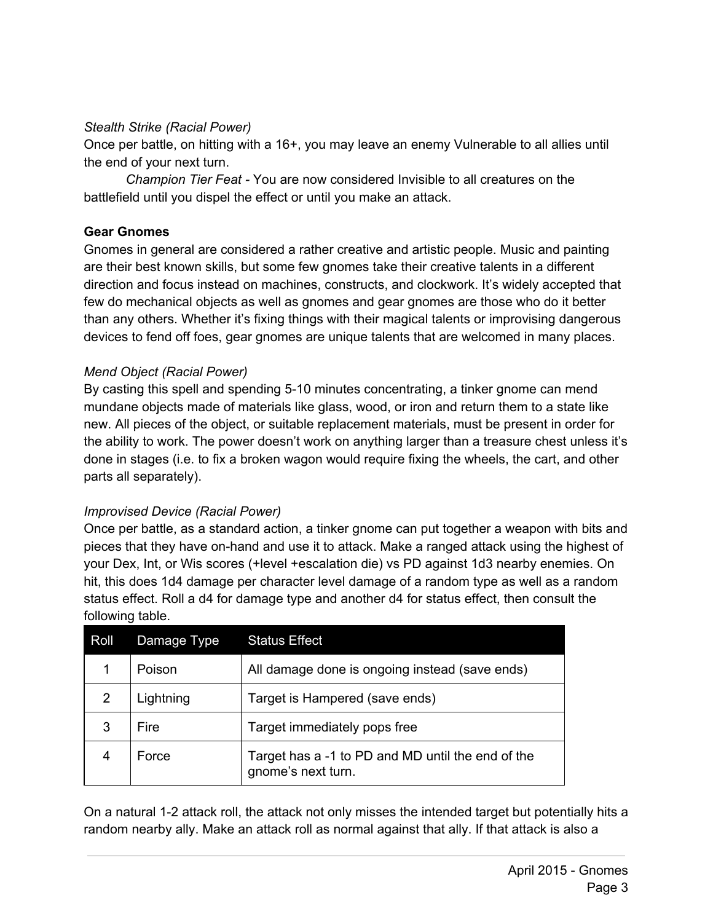*Stealth Strike (Racial Power)*
Once per battle, on hitting with a 16+, you may leave an enemy Vulnerable to all allies until the end of your next turn.

*Champion Tier Feat* - You are now considered Invisible to all creatures on the battlefield until you dispel the effect or until you make an attack.

**Gear Gnomes**
Gnomes in general are considered a rather creative and artistic people. Music and painting are their best known skills, but some few gnomes take their creative talents in a different direction and focus instead on machines, constructs, and clockwork. It's widely accepted that few do mechanical objects as well as gnomes and gear gnomes are those who do it better than any others. Whether it's fixing things with their magical talents or improvising dangerous devices to fend off foes, gear gnomes are unique talents that are welcomed in many places.

*Mend Object (Racial Power)*
By casting this spell and spending 5-10 minutes concentrating, a tinker gnome can mend mundane objects made of materials like glass, wood, or iron and return them to a state like new. All pieces of the object, or suitable replacement materials, must be present in order for the ability to work. The power doesn't work on anything larger than a treasure chest unless it's done in stages (i.e. to fix a broken wagon would require fixing the wheels, the cart, and other parts all separately).

*Improvised Device (Racial Power)*
Once per battle, as a standard action, a tinker gnome can put together a weapon with bits and pieces that they have on-hand and use it to attack. Make a ranged attack using the highest of your Dex, Int, or Wis scores (+level +escalation die) vs PD against 1d3 nearby enemies. On hit, this does 1d4 damage per character level damage of a random type as well as a random status effect. Roll a d4 for damage type and another d4 for status effect, then consult the following table.

| Roll | Damage Type | Status Effect |
|---|---|---|
| 1 | Poison | All damage done is ongoing instead (save ends) |
| 2 | Lightning | Target is Hampered (save ends) |
| 3 | Fire | Target immediately pops free |
| 4 | Force | Target has a -1 to PD and MD until the end of the gnome's next turn. |

On a natural 1-2 attack roll, the attack not only misses the intended target but potentially hits a random nearby ally. Make an attack roll as normal against that ally. If that attack is also a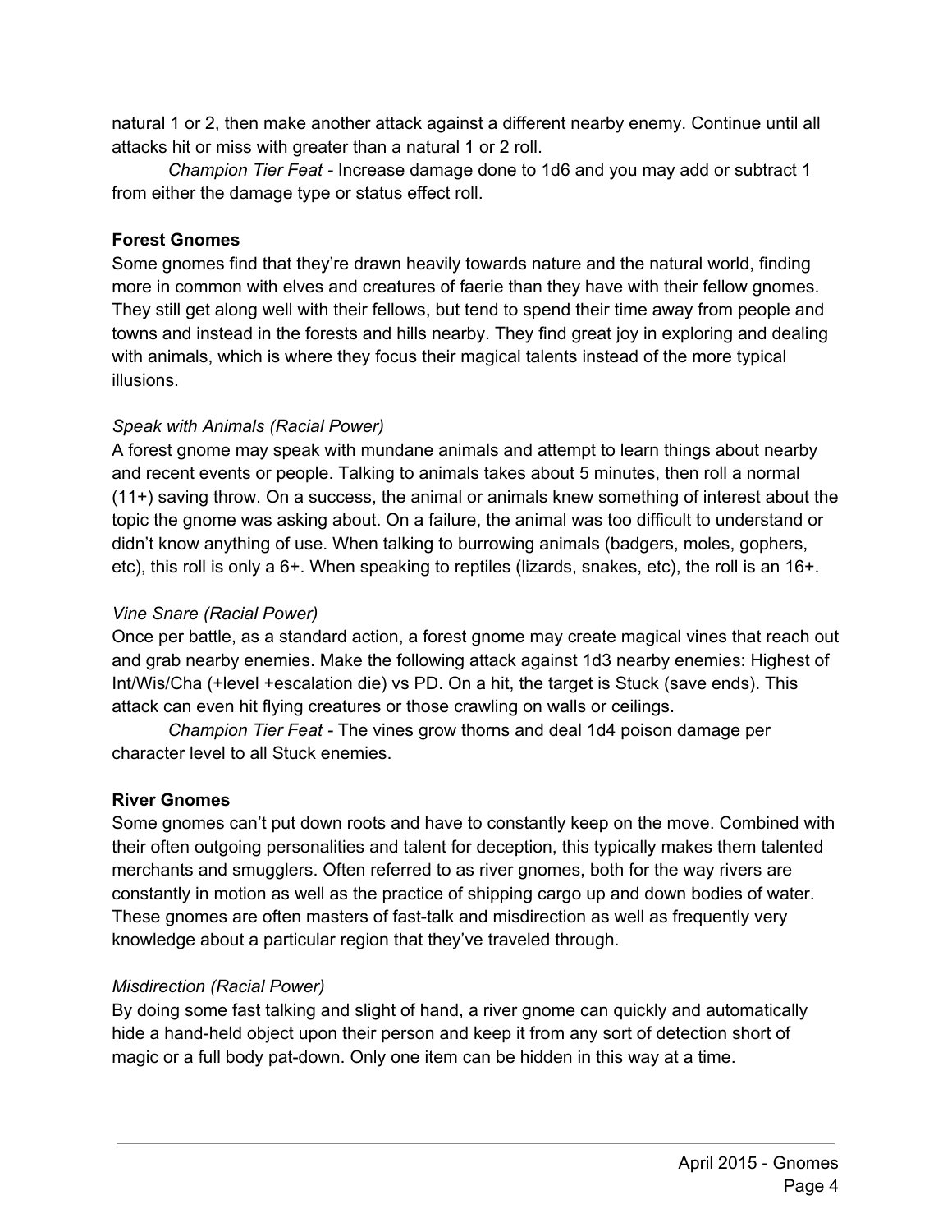natural 1 or 2, then make another attack against a different nearby enemy. Continue until all attacks hit or miss with greater than a natural 1 or 2 roll.

*Champion Tier Feat* - Increase damage done to 1d6 and you may add or subtract 1 from either the damage type or status effect roll.

**Forest Gnomes**

Some gnomes find that they're drawn heavily towards nature and the natural world, finding more in common with elves and creatures of faerie than they have with their fellow gnomes. They still get along well with their fellows, but tend to spend their time away from people and towns and instead in the forests and hills nearby. They find great joy in exploring and dealing with animals, which is where they focus their magical talents instead of the more typical illusions.

*Speak with Animals (Racial Power)*

A forest gnome may speak with mundane animals and attempt to learn things about nearby and recent events or people. Talking to animals takes about 5 minutes, then roll a normal (11+) saving throw. On a success, the animal or animals knew something of interest about the topic the gnome was asking about. On a failure, the animal was too difficult to understand or didn't know anything of use. When talking to burrowing animals (badgers, moles, gophers, etc), this roll is only a 6+. When speaking to reptiles (lizards, snakes, etc), the roll is an 16+.

*Vine Snare (Racial Power)*

Once per battle, as a standard action, a forest gnome may create magical vines that reach out and grab nearby enemies. Make the following attack against 1d3 nearby enemies: Highest of Int/Wis/Cha (+level +escalation die) vs PD. On a hit, the target is Stuck (save ends). This attack can even hit flying creatures or those crawling on walls or ceilings.

*Champion Tier Feat* - The vines grow thorns and deal 1d4 poison damage per character level to all Stuck enemies.

**River Gnomes**

Some gnomes can't put down roots and have to constantly keep on the move. Combined with their often outgoing personalities and talent for deception, this typically makes them talented merchants and smugglers. Often referred to as river gnomes, both for the way rivers are constantly in motion as well as the practice of shipping cargo up and down bodies of water. These gnomes are often masters of fast-talk and misdirection as well as frequently very knowledge about a particular region that they've traveled through.

*Misdirection (Racial Power)*

By doing some fast talking and slight of hand, a river gnome can quickly and automatically hide a hand-held object upon their person and keep it from any sort of detection short of magic or a full body pat-down. Only one item can be hidden in this way at a time.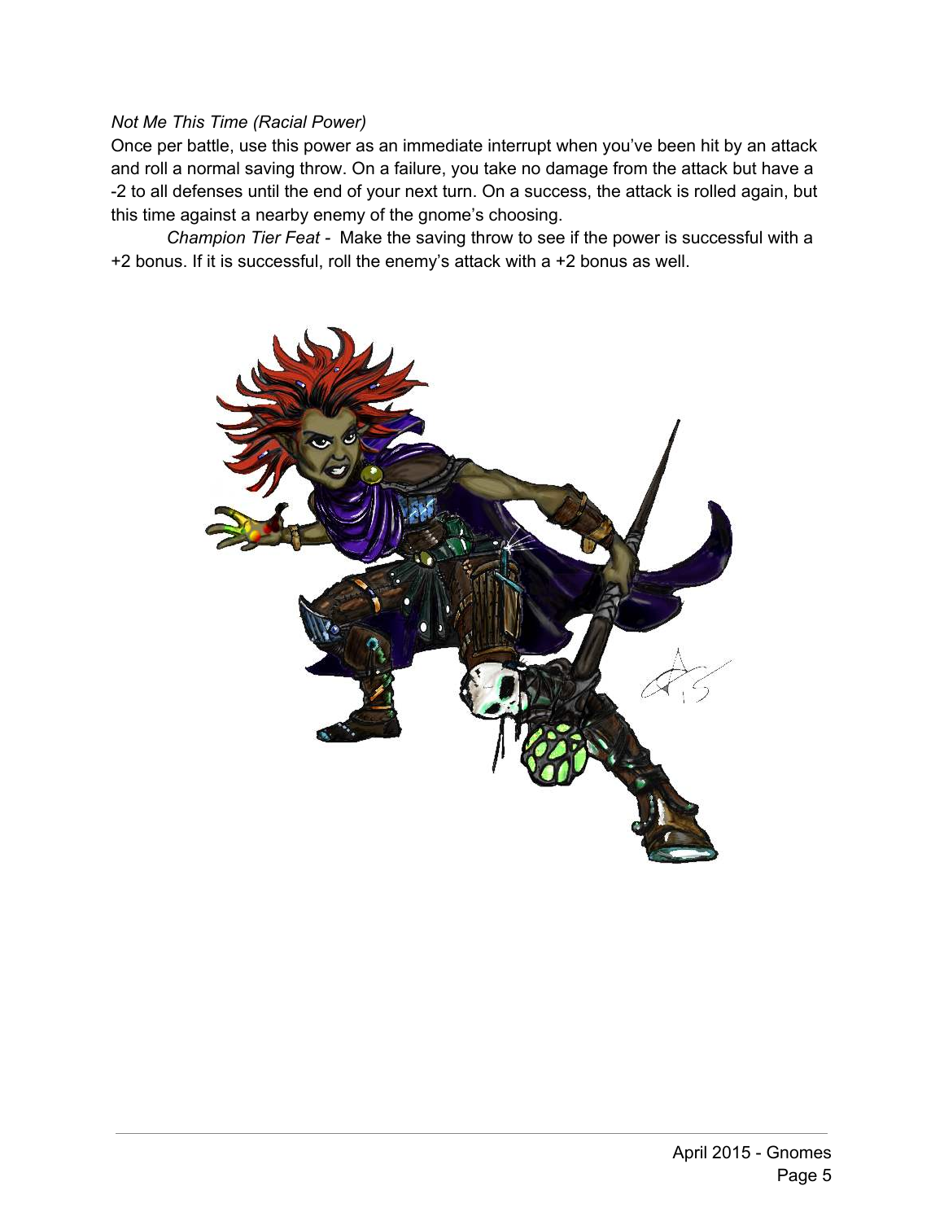*Not Me This Time (Racial Power)*

Once per battle, use this power as an immediate interrupt when you've been hit by an attack and roll a normal saving throw. On a failure, you take no damage from the attack but have a -2 to all defenses until the end of your next turn. On a success, the attack is rolled again, but this time against a nearby enemy of the gnome's choosing.

*Champion Tier Feat* - Make the saving throw to see if the power is successful with a +2 bonus. If it is successful, roll the enemy's attack with a +2 bonus as well.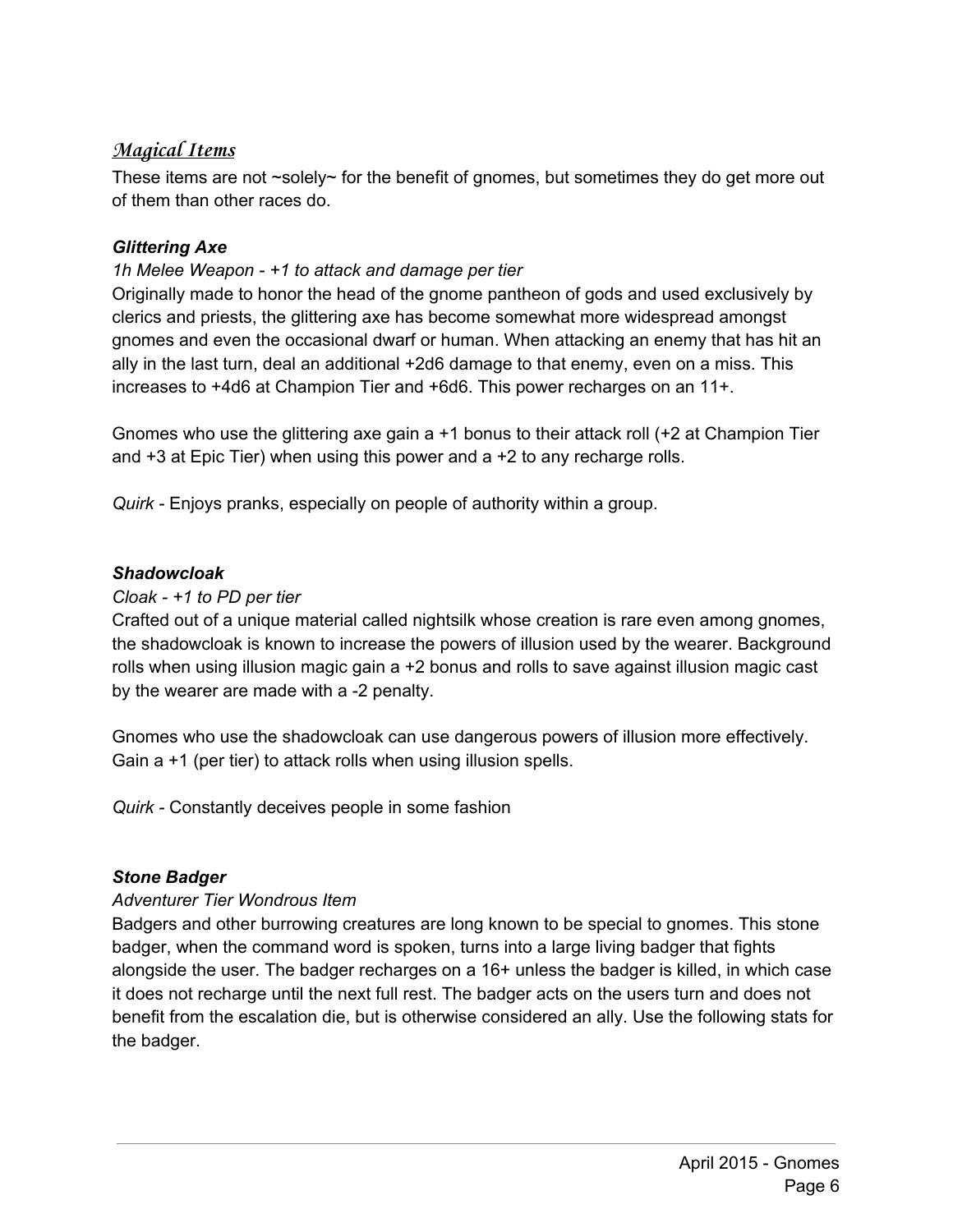## *Magical Items*

These items are not ~solely~ for the benefit of gnomes, but sometimes they do get more out of them than other races do.

***Glittering Axe***

*1h Melee Weapon - +1 to attack and damage per tier*

Originally made to honor the head of the gnome pantheon of gods and used exclusively by clerics and priests, the glittering axe has become somewhat more widespread amongst gnomes and even the occasional dwarf or human. When attacking an enemy that has hit an ally in the last turn, deal an additional +2d6 damage to that enemy, even on a miss. This increases to +4d6 at Champion Tier and +6d6. This power recharges on an 11+.

Gnomes who use the glittering axe gain a +1 bonus to their attack roll (+2 at Champion Tier and +3 at Epic Tier) when using this power and a +2 to any recharge rolls.

*Quirk* - Enjoys pranks, especially on people of authority within a group.

***Shadowcloak***

*Cloak - +1 to PD per tier*

Crafted out of a unique material called nightsilk whose creation is rare even among gnomes, the shadowcloak is known to increase the powers of illusion used by the wearer. Background rolls when using illusion magic gain a +2 bonus and rolls to save against illusion magic cast by the wearer are made with a -2 penalty.

Gnomes who use the shadowcloak can use dangerous powers of illusion more effectively. Gain a +1 (per tier) to attack rolls when using illusion spells.

*Quirk* - Constantly deceives people in some fashion

***Stone Badger***

*Adventurer Tier Wondrous Item*

Badgers and other burrowing creatures are long known to be special to gnomes. This stone badger, when the command word is spoken, turns into a large living badger that fights alongside the user. The badger recharges on a 16+ unless the badger is killed, in which case it does not recharge until the next full rest. The badger acts on the users turn and does not benefit from the escalation die, but is otherwise considered an ally. Use the following stats for the badger.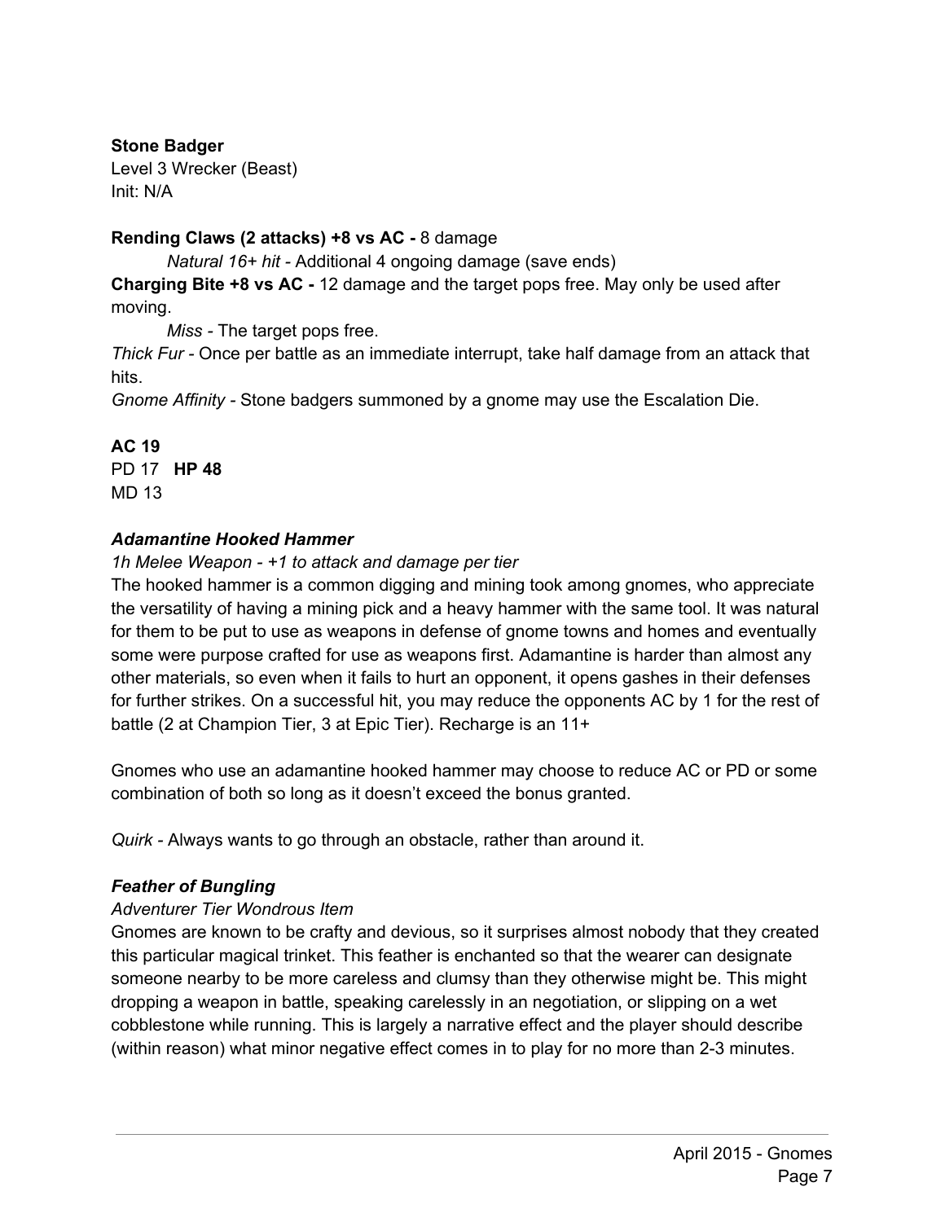**Stone Badger**
Level 3 Wrecker (Beast)
Init: N/A

**Rending Claws (2 attacks) +8 vs AC -** 8 damage

*Natural 16+ hit -* Additional 4 ongoing damage (save ends)

**Charging Bite +8 vs AC -** 12 damage and the target pops free. May only be used after moving.

*Miss -* The target pops free.

*Thick Fur -* Once per battle as an immediate interrupt, take half damage from an attack that hits.

*Gnome Affinity -* Stone badgers summoned by a gnome may use the Escalation Die.

**AC 19**
PD 17 **HP 48**
MD 13

***Adamantine Hooked Hammer***

*1h Melee Weapon - +1 to attack and damage per tier*

The hooked hammer is a common digging and mining took among gnomes, who appreciate the versatility of having a mining pick and a heavy hammer with the same tool. It was natural for them to be put to use as weapons in defense of gnome towns and homes and eventually some were purpose crafted for use as weapons first. Adamantine is harder than almost any other materials, so even when it fails to hurt an opponent, it opens gashes in their defenses for further strikes. On a successful hit, you may reduce the opponents AC by 1 for the rest of battle (2 at Champion Tier, 3 at Epic Tier). Recharge is an 11+

Gnomes who use an adamantine hooked hammer may choose to reduce AC or PD or some combination of both so long as it doesn't exceed the bonus granted.

*Quirk -* Always wants to go through an obstacle, rather than around it.

***Feather of Bungling***

*Adventurer Tier Wondrous Item*

Gnomes are known to be crafty and devious, so it surprises almost nobody that they created this particular magical trinket. This feather is enchanted so that the wearer can designate someone nearby to be more careless and clumsy than they otherwise might be. This might dropping a weapon in battle, speaking carelessly in an negotiation, or slipping on a wet cobblestone while running. This is largely a narrative effect and the player should describe (within reason) what minor negative effect comes in to play for no more than 2-3 minutes.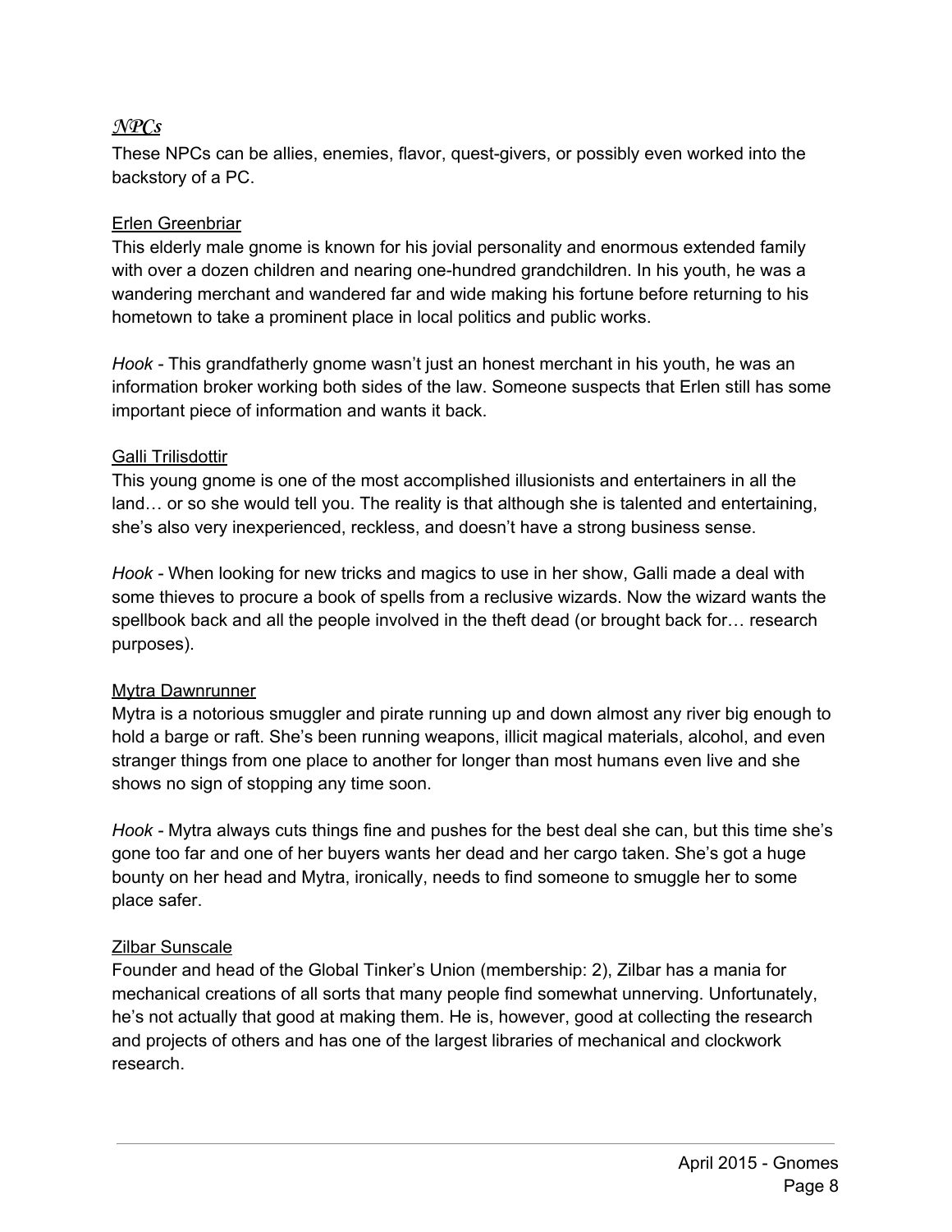## *NPCs*

These NPCs can be allies, enemies, flavor, quest-givers, or possibly even worked into the backstory of a PC.

### Erlen Greenbriar

This elderly male gnome is known for his jovial personality and enormous extended family with over a dozen children and nearing one-hundred grandchildren. In his youth, he was a wandering merchant and wandered far and wide making his fortune before returning to his hometown to take a prominent place in local politics and public works.

*Hook* - This grandfatherly gnome wasn't just an honest merchant in his youth, he was an information broker working both sides of the law. Someone suspects that Erlen still has some important piece of information and wants it back.

### Galli Trilisdottir

This young gnome is one of the most accomplished illusionists and entertainers in all the land… or so she would tell you. The reality is that although she is talented and entertaining, she's also very inexperienced, reckless, and doesn't have a strong business sense.

*Hook* - When looking for new tricks and magics to use in her show, Galli made a deal with some thieves to procure a book of spells from a reclusive wizards. Now the wizard wants the spellbook back and all the people involved in the theft dead (or brought back for… research purposes).

### Mytra Dawnrunner

Mytra is a notorious smuggler and pirate running up and down almost any river big enough to hold a barge or raft. She's been running weapons, illicit magical materials, alcohol, and even stranger things from one place to another for longer than most humans even live and she shows no sign of stopping any time soon.

*Hook* - Mytra always cuts things fine and pushes for the best deal she can, but this time she's gone too far and one of her buyers wants her dead and her cargo taken. She's got a huge bounty on her head and Mytra, ironically, needs to find someone to smuggle her to some place safer.

### Zilbar Sunscale

Founder and head of the Global Tinker's Union (membership: 2), Zilbar has a mania for mechanical creations of all sorts that many people find somewhat unnerving. Unfortunately, he's not actually that good at making them. He is, however, good at collecting the research and projects of others and has one of the largest libraries of mechanical and clockwork research.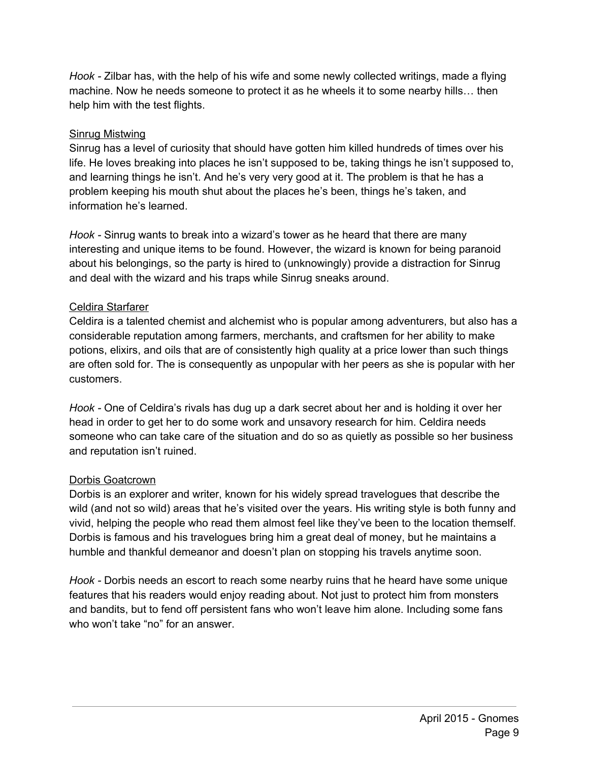*Hook* - Zilbar has, with the help of his wife and some newly collected writings, made a flying machine. Now he needs someone to protect it as he wheels it to some nearby hills… then help him with the test flights.

<u>Sinrug Mistwing</u>

Sinrug has a level of curiosity that should have gotten him killed hundreds of times over his life. He loves breaking into places he isn't supposed to be, taking things he isn't supposed to, and learning things he isn't. And he's very very good at it. The problem is that he has a problem keeping his mouth shut about the places he's been, things he's taken, and information he's learned.

*Hook* - Sinrug wants to break into a wizard's tower as he heard that there are many interesting and unique items to be found. However, the wizard is known for being paranoid about his belongings, so the party is hired to (unknowingly) provide a distraction for Sinrug and deal with the wizard and his traps while Sinrug sneaks around.

<u>Celdira Starfarer</u>

Celdira is a talented chemist and alchemist who is popular among adventurers, but also has a considerable reputation among farmers, merchants, and craftsmen for her ability to make potions, elixirs, and oils that are of consistently high quality at a price lower than such things are often sold for. The is consequently as unpopular with her peers as she is popular with her customers.

*Hook* - One of Celdira's rivals has dug up a dark secret about her and is holding it over her head in order to get her to do some work and unsavory research for him. Celdira needs someone who can take care of the situation and do so as quietly as possible so her business and reputation isn't ruined.

<u>Dorbis Goatcrown</u>

Dorbis is an explorer and writer, known for his widely spread travelogues that describe the wild (and not so wild) areas that he's visited over the years. His writing style is both funny and vivid, helping the people who read them almost feel like they've been to the location themself. Dorbis is famous and his travelogues bring him a great deal of money, but he maintains a humble and thankful demeanor and doesn't plan on stopping his travels anytime soon.

*Hook* - Dorbis needs an escort to reach some nearby ruins that he heard have some unique features that his readers would enjoy reading about. Not just to protect him from monsters and bandits, but to fend off persistent fans who won't leave him alone. Including some fans who won't take "no" for an answer.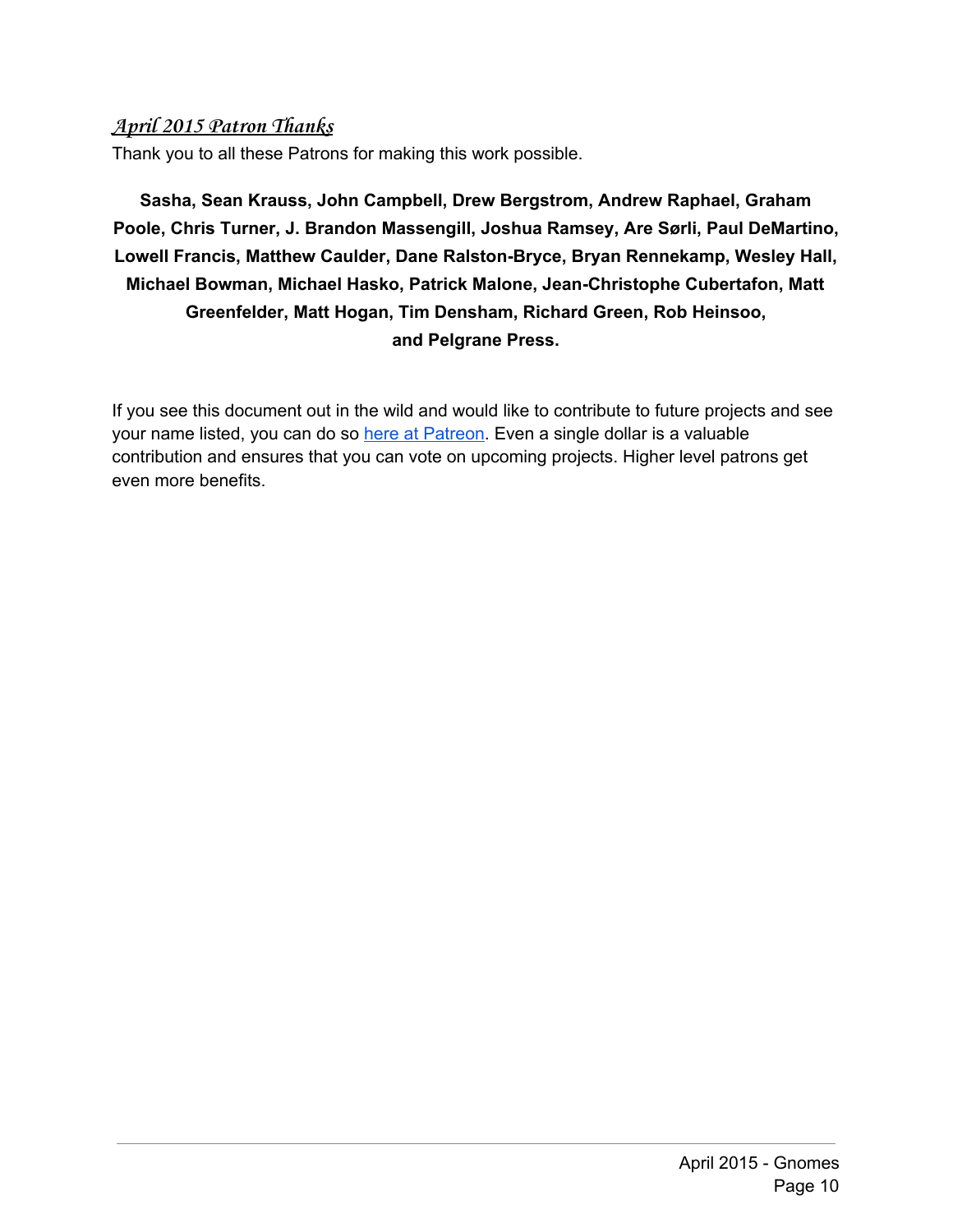## *April 2015 Patron Thanks*

Thank you to all these Patrons for making this work possible.

**Sasha, Sean Krauss, John Campbell, Drew Bergstrom, Andrew Raphael, Graham Poole, Chris Turner, J. Brandon Massengill, Joshua Ramsey, Are Sørli, Paul DeMartino, Lowell Francis, Matthew Caulder, Dane Ralston-Bryce, Bryan Rennekamp, Wesley Hall, Michael Bowman, Michael Hasko, Patrick Malone, Jean-Christophe Cubertafon, Matt Greenfelder, Matt Hogan, Tim Densham, Richard Green, Rob Heinsoo, and Pelgrane Press.**

If you see this document out in the wild and would like to contribute to future projects and see your name listed, you can do so here at Patreon. Even a single dollar is a valuable contribution and ensures that you can vote on upcoming projects. Higher level patrons get even more benefits.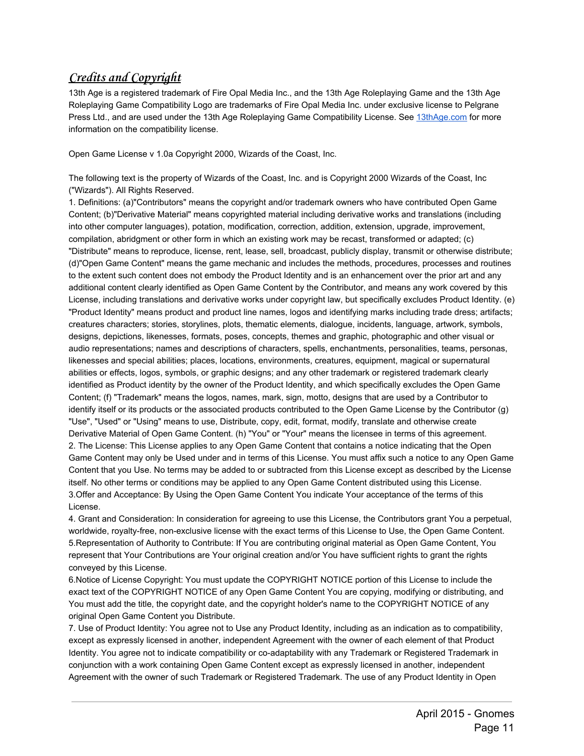## *Credits and Copyright*

13th Age is a registered trademark of Fire Opal Media Inc., and the 13th Age Roleplaying Game and the 13th Age Roleplaying Game Compatibility Logo are trademarks of Fire Opal Media Inc. under exclusive license to Pelgrane Press Ltd., and are used under the 13th Age Roleplaying Game Compatibility License. See [13thAge.com](http://13thAge.com) for more information on the compatibility license.

Open Game License v 1.0a Copyright 2000, Wizards of the Coast, Inc.

The following text is the property of Wizards of the Coast, Inc. and is Copyright 2000 Wizards of the Coast, Inc ("Wizards"). All Rights Reserved.

1. Definitions: (a)"Contributors" means the copyright and/or trademark owners who have contributed Open Game Content; (b)"Derivative Material" means copyrighted material including derivative works and translations (including into other computer languages), potation, modification, correction, addition, extension, upgrade, improvement, compilation, abridgment or other form in which an existing work may be recast, transformed or adapted; (c) "Distribute" means to reproduce, license, rent, lease, sell, broadcast, publicly display, transmit or otherwise distribute; (d)"Open Game Content" means the game mechanic and includes the methods, procedures, processes and routines to the extent such content does not embody the Product Identity and is an enhancement over the prior art and any additional content clearly identified as Open Game Content by the Contributor, and means any work covered by this License, including translations and derivative works under copyright law, but specifically excludes Product Identity. (e) "Product Identity" means product and product line names, logos and identifying marks including trade dress; artifacts; creatures characters; stories, storylines, plots, thematic elements, dialogue, incidents, language, artwork, symbols, designs, depictions, likenesses, formats, poses, concepts, themes and graphic, photographic and other visual or audio representations; names and descriptions of characters, spells, enchantments, personalities, teams, personas, likenesses and special abilities; places, locations, environments, creatures, equipment, magical or supernatural abilities or effects, logos, symbols, or graphic designs; and any other trademark or registered trademark clearly identified as Product identity by the owner of the Product Identity, and which specifically excludes the Open Game Content; (f) "Trademark" means the logos, names, mark, sign, motto, designs that are used by a Contributor to identify itself or its products or the associated products contributed to the Open Game License by the Contributor (g) "Use", "Used" or "Using" means to use, Distribute, copy, edit, format, modify, translate and otherwise create Derivative Material of Open Game Content. (h) "You" or "Your" means the licensee in terms of this agreement.
2. The License: This License applies to any Open Game Content that contains a notice indicating that the Open Game Content may only be Used under and in terms of this License. You must affix such a notice to any Open Game Content that you Use. No terms may be added to or subtracted from this License except as described by the License itself. No other terms or conditions may be applied to any Open Game Content distributed using this License.
3. Offer and Acceptance: By Using the Open Game Content You indicate Your acceptance of the terms of this License.
4. Grant and Consideration: In consideration for agreeing to use this License, the Contributors grant You a perpetual, worldwide, royalty-free, non-exclusive license with the exact terms of this License to Use, the Open Game Content.
5. Representation of Authority to Contribute: If You are contributing original material as Open Game Content, You represent that Your Contributions are Your original creation and/or You have sufficient rights to grant the rights conveyed by this License.
6. Notice of License Copyright: You must update the COPYRIGHT NOTICE portion of this License to include the exact text of the COPYRIGHT NOTICE of any Open Game Content You are copying, modifying or distributing, and You must add the title, the copyright date, and the copyright holder's name to the COPYRIGHT NOTICE of any original Open Game Content you Distribute.
7. Use of Product Identity: You agree not to Use any Product Identity, including as an indication as to compatibility, except as expressly licensed in another, independent Agreement with the owner of each element of that Product Identity. You agree not to indicate compatibility or co-adaptability with any Trademark or Registered Trademark in conjunction with a work containing Open Game Content except as expressly licensed in another, independent Agreement with the owner of such Trademark or Registered Trademark. The use of any Product Identity in Open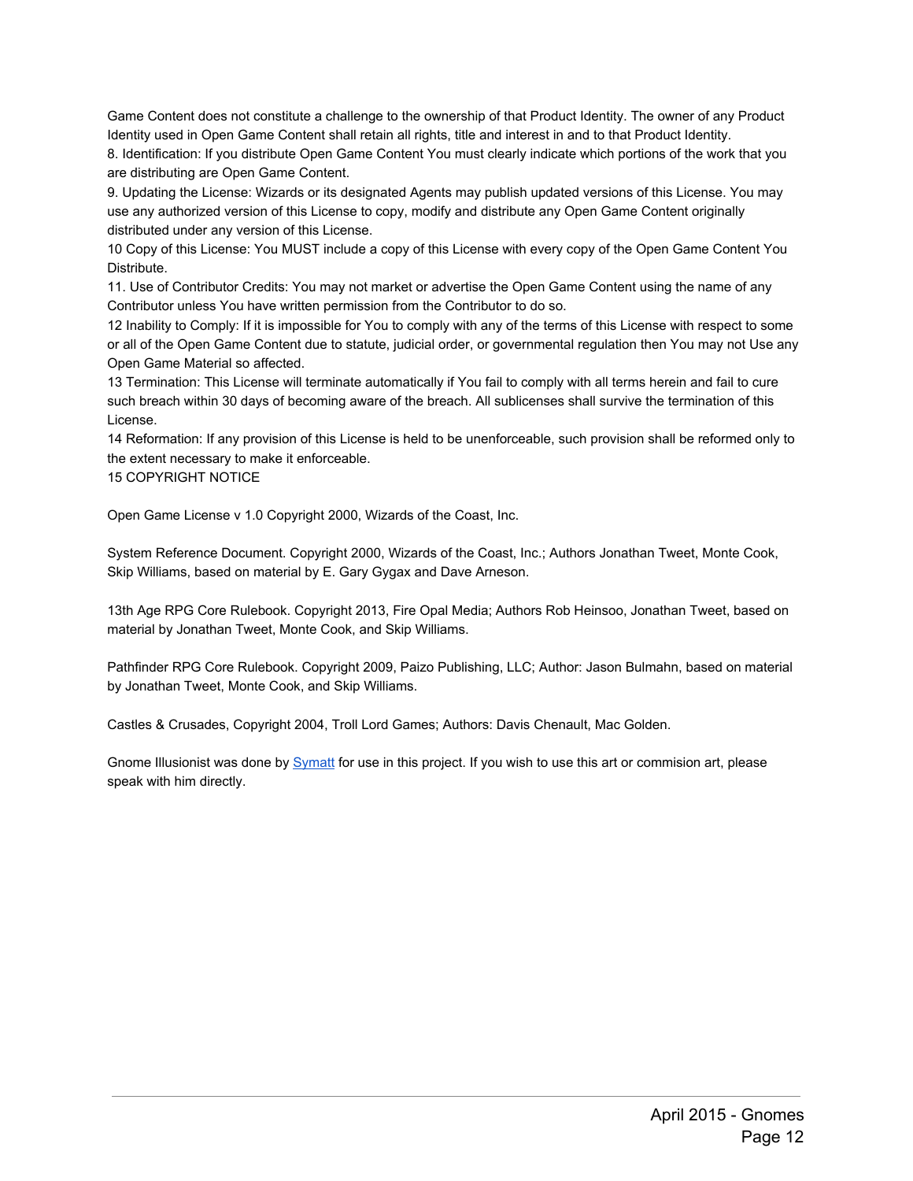Game Content does not constitute a challenge to the ownership of that Product Identity. The owner of any Product Identity used in Open Game Content shall retain all rights, title and interest in and to that Product Identity.

8. Identification: If you distribute Open Game Content You must clearly indicate which portions of the work that you are distributing are Open Game Content.

9. Updating the License: Wizards or its designated Agents may publish updated versions of this License. You may use any authorized version of this License to copy, modify and distribute any Open Game Content originally distributed under any version of this License.

10 Copy of this License: You MUST include a copy of this License with every copy of the Open Game Content You Distribute.

11. Use of Contributor Credits: You may not market or advertise the Open Game Content using the name of any Contributor unless You have written permission from the Contributor to do so.

12 Inability to Comply: If it is impossible for You to comply with any of the terms of this License with respect to some or all of the Open Game Content due to statute, judicial order, or governmental regulation then You may not Use any Open Game Material so affected.

13 Termination: This License will terminate automatically if You fail to comply with all terms herein and fail to cure such breach within 30 days of becoming aware of the breach. All sublicenses shall survive the termination of this License.

14 Reformation: If any provision of this License is held to be unenforceable, such provision shall be reformed only to the extent necessary to make it enforceable.

15 COPYRIGHT NOTICE

Open Game License v 1.0 Copyright 2000, Wizards of the Coast, Inc.

System Reference Document. Copyright 2000, Wizards of the Coast, Inc.; Authors Jonathan Tweet, Monte Cook, Skip Williams, based on material by E. Gary Gygax and Dave Arneson.

13th Age RPG Core Rulebook. Copyright 2013, Fire Opal Media; Authors Rob Heinsoo, Jonathan Tweet, based on material by Jonathan Tweet, Monte Cook, and Skip Williams.

Pathfinder RPG Core Rulebook. Copyright 2009, Paizo Publishing, LLC; Author: Jason Bulmahn, based on material by Jonathan Tweet, Monte Cook, and Skip Williams.

Castles & Crusades, Copyright 2004, Troll Lord Games; Authors: Davis Chenault, Mac Golden.

Gnome Illusionist was done by Symatt for use in this project. If you wish to use this art or commision art, please speak with him directly.